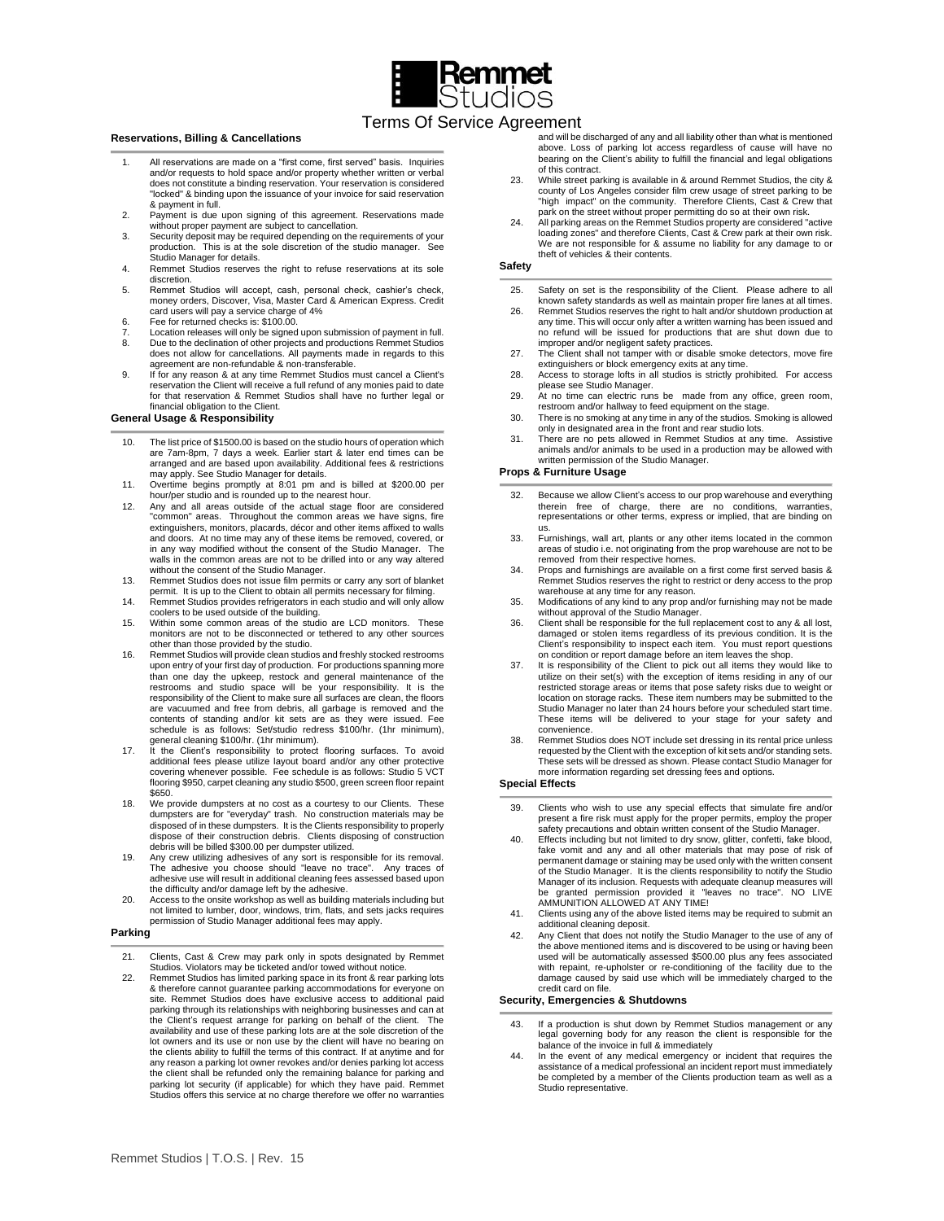# Remmet Studios

## Terms Of Service Agreement

### Reservations, Billing & Cancellations

1. All reservations are made on a "first come, first served" basis. Inquiries and/or requests to hold space and/or property whether written or verbal does not constitute a binding reservation. Your reservation is considered "locked" & binding upon the issuance of your invoice for said reservation & payment in full.
2. Payment is due upon signing of this agreement. Reservations made without proper payment are subject to cancellation.
3. Security deposit may be required depending on the requirements of your production. This is at the sole discretion of the studio manager. See Studio Manager for details.
4. Remmet Studios reserves the right to refuse reservations at its sole discretion.
5. Remmet Studios will accept, cash, personal check, cashier's check, money orders, Discover, Visa, Master Card & American Express. Credit card users will pay a service charge of 4%
6. Fee for returned checks is: $100.00.
7. Location releases will only be signed upon submission of payment in full.
8. Due to the declination of other projects and productions Remmet Studios does not allow for cancellations. All payments made in regards to this agreement are non-refundable & non-transferable.
9. If for any reason & at any time Remmet Studios must cancel a Client's reservation the Client will receive a full refund of any monies paid to date for that reservation & Remmet Studios shall have no further legal or financial obligation to the Client.

### General Usage & Responsibility

10. The list price of $1500.00 is based on the studio hours of operation which are 7am-8pm, 7 days a week. Earlier start & later end times can be arranged and are based upon availability. Additional fees & restrictions may apply. See Studio Manager for details.
11. Overtime begins promptly at 8:01 pm and is billed at $200.00 per hour/per studio and is rounded up to the nearest hour.
12. Any and all areas outside of the actual stage floor are considered "common" areas. Throughout the common areas we have signs, fire extinguishers, monitors, placards, décor and other items affixed to walls and doors. At no time may any of these items be removed, covered, or in any way modified without the consent of the Studio Manager. The walls in the common areas are not to be drilled into or any way altered without the consent of the Studio Manager.
13. Remmet Studios does not issue film permits or carry any sort of blanket permit. It is up to the Client to obtain all permits necessary for filming.
14. Remmet Studios provides refrigerators in each studio and will only allow coolers to be used outside of the building.
15. Within some common areas of the studio are LCD monitors. These monitors are not to be disconnected or tethered to any other sources other than those provided by the studio.
16. Remmet Studios will provide clean studios and freshly stocked restrooms upon entry of your first day of production. For productions spanning more than one day the upkeep, restock and general maintenance of the restrooms and studio space will be your responsibility. It is the responsibility of the Client to make sure all surfaces are clean, the floors are vacuumed and free from debris, all garbage is removed and the contents of standing and/or kit sets are as they were issued. Fee schedule is as follows: Set/studio redress $100/hr. (1hr minimum), general cleaning $100/hr. (1hr minimum).
17. It the Client's responsibility to protect flooring surfaces. To avoid additional fees please utilize layout board and/or any other protective covering whenever possible. Fee schedule is as follows: Studio 5 VCT flooring $950, carpet cleaning any studio $500, green screen floor repaint $650.
18. We provide dumpsters at no cost as a courtesy to our Clients. These dumpsters are for "everyday" trash. No construction materials may be disposed of in these dumpsters. It is the Clients responsibility to properly dispose of their construction debris. Clients disposing of construction debris will be billed $300.00 per dumpster utilized.
19. Any crew utilizing adhesives of any sort is responsible for its removal. The adhesive you choose should "leave no trace". Any traces of adhesive use will result in additional cleaning fees assessed based upon the difficulty and/or damage left by the adhesive.
20. Access to the onsite workshop as well as building materials including but not limited to lumber, door, windows, trim, flats, and sets jacks requires permission of Studio Manager additional fees may apply.

### Parking

21. Clients, Cast & Crew may park only in spots designated by Remmet Studios. Violators may be ticketed and/or towed without notice.
22. Remmet Studios has limited parking space in its front & rear parking lots & therefore cannot guarantee parking accommodations for everyone on site. Remmet Studios does have exclusive access to additional paid parking through its relationships with neighboring businesses and can at the Client's request arrange for parking on behalf of the client. The availability and use of these parking lots are at the sole discretion of the lot owners and its use or non use by the client will have no bearing on the clients ability to fulfill the terms of this contract. If at anytime and for any reason a parking lot owner revokes and/or denies parking lot access the client shall be refunded only the remaining balance for parking and parking lot security (if applicable) for which they have paid. Remmet Studios offers this service at no charge therefore we offer no warranties and will be discharged of any and all liability other than what is mentioned above. Loss of parking lot access regardless of cause will have no bearing on the Client's ability to fulfill the financial and legal obligations of this contract.
23. While street parking is available in & around Remmet Studios, the city & county of Los Angeles consider film crew usage of street parking to be "high impact" on the community. Therefore Clients, Cast & Crew that park on the street without proper permitting do so at their own risk.
24. All parking areas on the Remmet Studios property are considered "active loading zones" and therefore Clients, Cast & Crew park at their own risk. We are not responsible for & assume no liability for any damage to or theft of vehicles & their contents.

### Safety

25. Safety on set is the responsibility of the Client. Please adhere to all known safety standards as well as maintain proper fire lanes at all times.
26. Remmet Studios reserves the right to halt and/or shutdown production at any time. This will occur only after a written warning has been issued and no refund will be issued for productions that are shut down due to improper and/or negligent safety practices.
27. The Client shall not tamper with or disable smoke detectors, move fire extinguishers or block emergency exits at any time.
28. Access to storage lofts in all studios is strictly prohibited. For access please see Studio Manager.
29. At no time can electric runs be made from any office, green room, restroom and/or hallway to feed equipment on the stage.
30. There is no smoking at any time in any of the studios. Smoking is allowed only in designated area in the front and rear studio lots.
31. There are no pets allowed in Remmet Studios at any time. Assistive animals and/or animals to be used in a production may be allowed with written permission of the Studio Manager.

### Props & Furniture Usage

32. Because we allow Client's access to our prop warehouse and everything therein free of charge, there are no conditions, warranties, representations or other terms, express or implied, that are binding on us.
33. Furnishings, wall art, plants or any other items located in the common areas of studio i.e. not originating from the prop warehouse are not to be removed from their respective homes.
34. Props and furnishings are available on a first come first served basis & Remmet Studios reserves the right to restrict or deny access to the prop warehouse at any time for any reason.
35. Modifications of any kind to any prop and/or furnishing may not be made without approval of the Studio Manager.
36. Client shall be responsible for the full replacement cost to any & all lost, damaged or stolen items regardless of its previous condition. It is the Client's responsibility to inspect each item. You must report questions on condition or report damage before an item leaves the shop.
37. It is responsibility of the Client to pick out all items they would like to utilize on their set(s) with the exception of items residing in any of our restricted storage areas or items that pose safety risks due to weight or location on storage racks. These item numbers may be submitted to the Studio Manager no later than 24 hours before your scheduled start time. These items will be delivered to your stage for your safety and convenience.
38. Remmet Studios does NOT include set dressing in its rental price unless requested by the Client with the exception of kit sets and/or standing sets. These sets will be dressed as shown. Please contact Studio Manager for more information regarding set dressing fees and options.

### Special Effects

39. Clients who wish to use any special effects that simulate fire and/or present a fire risk must apply for the proper permits, employ the proper safety precautions and obtain written consent of the Studio Manager.
40. Effects including but not limited to dry snow, glitter, confetti, fake blood, fake vomit and any and all other materials that may pose of risk of permanent damage or staining may be used only with the written consent of the Studio Manager. It is the clients responsibility to notify the Studio Manager of its inclusion. Requests with adequate cleanup measures will be granted permission provided it "leaves no trace". NO LIVE AMMUNITION ALLOWED AT ANY TIME!
41. Clients using any of the above listed items may be required to submit an additional cleaning deposit.
42. Any Client that does not notify the Studio Manager to the use of any of the above mentioned items and is discovered to be using or having been used will be automatically assessed $500.00 plus any fees associated with repaint, re-upholster or re-conditioning of the facility due to the damage caused by said use which will be immediately charged to the credit card on file.

### Security, Emergencies & Shutdowns

43. If a production is shut down by Remmet Studios management or any legal governing body for any reason the client is responsible for the balance of the invoice in full & immediately
44. In the event of any medical emergency or incident that requires the assistance of a medical professional an incident report must immediately be completed by a member of the Clients production team as well as a Studio representative.

Remmet Studios | T.O.S. | Rev. 15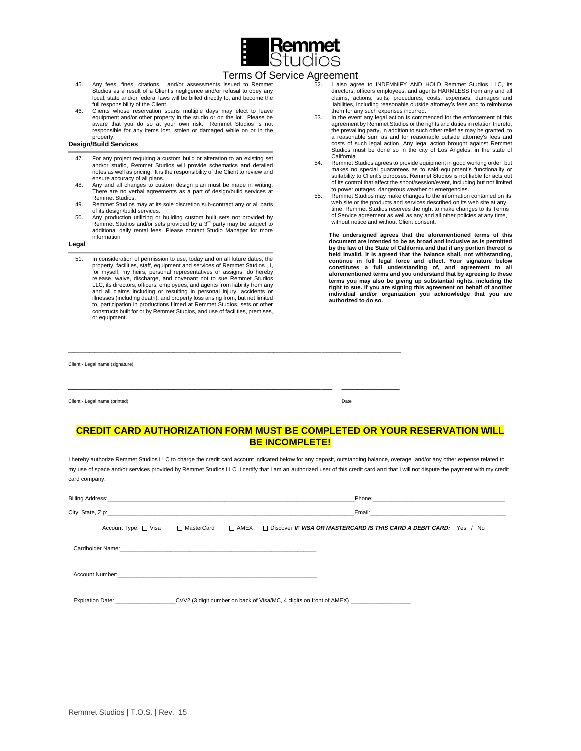# Remmet Studios

## Terms Of Service Agreement

45. Any fees, fines, citations, and/or assessments issued to Remmet Studios as a result of a Client's negligence and/or refusal to obey any local, state and/or federal laws will be billed directly to, and become the full responsibility of the Client.
46. Clients whose reservation spans multiple days may elect to leave equipment and/or other property in the studio or on the lot. Please be aware that you do so at your own risk. Remmet Studios is not responsible for any items lost, stolen or damaged while on or in the property.

### Design/Build Services

47. For any project requiring a custom build or alteration to an existing set and/or studio, Remmet Studios will provide schematics and detailed notes as well as pricing. It is the responsibility of the Client to review and ensure accuracy of all plans.
48. Any and all changes to custom design plan must be made in writing. There are no verbal agreements as a part of design/build services at Remmet Studios.
49. Remmet Studios may at its sole discretion sub-contract any or all parts of its design/build services.
50. Any production utilizing or building custom built sets not provided by Remmet Studios and/or sets provided by a 3rd party may be subject to additional daily rental fees. Please contact Studio Manager for more information

### Legal

51. In consideration of permission to use, today and on all future dates, the property, facilities, staff, equipment and services of Remmet Studios , I, for myself, my heirs, personal representatives or assigns, do hereby release, waive, discharge, and covenant not to sue Remmet Studios LLC, its directors, officers, employees, and agents from liability from any and all claims including or resulting in personal injury, accidents or illnesses (including death), and property loss arising from, but not limited to, participation in productions filmed at Remmet Studios, sets or other constructs built for or by Remmet Studios, and use of facilities, premises, or equipment.
52. I also agree to INDEMNIFY AND HOLD Remmet Studios LLC, its directors, officers employees, and agents HARMLESS from any and all claims, actions, suits, procedures, costs, expenses, damages and liabilities, including reasonable outside attorney's fees and to reimburse them for any such expenses incurred.
53. In the event any legal action is commenced for the enforcement of this agreement by Remmet Studios or the rights and duties in relation thereto, the prevailing party, in addition to such other relief as may be granted, to a reasonable sum as and for reasonable outside attorney's fees and costs of such legal action. Any legal action brought against Remmet Studios must be done so in the city of Los Angeles, in the state of California.
54. Remmet Studios agrees to provide equipment in good working order, but makes no special guarantees as to said equipment's functionality or suitability to Client's purposes. Remmet Studios is not liable for acts out of its control that affect the shoot/session/event, including but not limited to power outages, dangerous weather or emergencies.
55. Remmet Studios may make changes to the information contained on its web site or the products and services described on its web site at any time. Remmet Studios reserves the right to make changes to its Terms of Service agreement as well as any and all other policies at any time, without notice and without Client consent.

**The undersigned agrees that the aforementioned terms of this document are intended to be as broad and inclusive as is permitted by the law of the State of California and that if any portion thereof is held invalid, it is agreed that the balance shall, not withstanding, continue in full legal force and effect. Your signature below constitutes a full understanding of, and agreement to all aforementioned terms and you understand that by agreeing to these terms you may also be giving up substantial rights, including the right to sue. If you are signing this agreement on behalf of another individual and/or organization you acknowledge that you are authorized to do so.**

______________________________________________

Client - Legal name (signature)

______________________________________________ ______________

Client - Legal name (printed) Date

## CREDIT CARD AUTHORIZATION FORM MUST BE COMPLETED OR YOUR RESERVATION WILL BE INCOMPLETE!

I hereby authorize Remmet Studios LLC to charge the credit card account indicated below for any deposit, outstanding balance, overage and/or any other expense related to my use of space and/or services provided by Remmet Studios LLC. I certify that I am an authorized user of this credit card and that I will not dispute the payment with my credit card company.

Billing Address:______________________________________________ Phone:______________________

City, State, Zip:______________________________________________ Email:______________________

Account Type: ☐ Visa ☐ MasterCard ☐ AMEX ☐ Discover ***IF VISA OR MASTERCARD IS THIS CARD A DEBIT CARD:*** Yes / No

Cardholder Name:______________________________________________

Account Number:______________________________________________

Expiration Date: ________________ CVV2 (3 digit number on back of Visa/MC, 4 digits on front of AMEX):________________